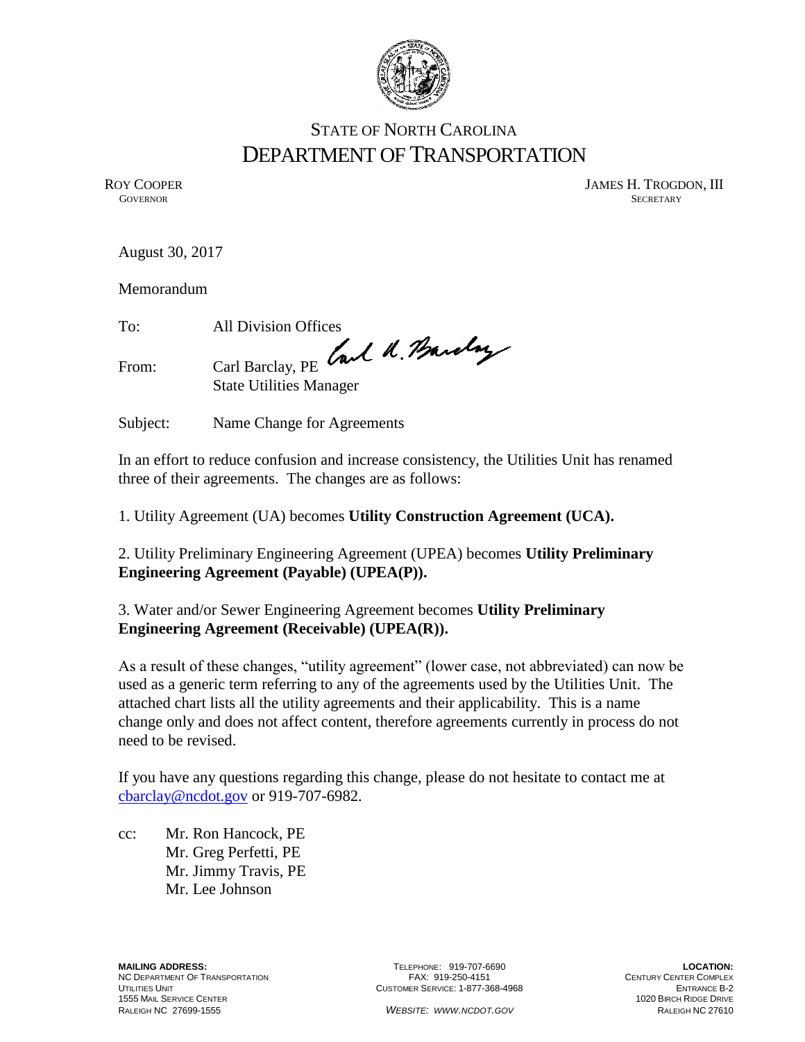# STATE OF NORTH CAROLINA
# DEPARTMENT OF TRANSPORTATION

ROY COOPER
GOVERNOR

JAMES H. TROGDON, III
SECRETARY

August 30, 2017

Memorandum

To: All Division Offices

From: Carl Barclay, PE
State Utilities Manager

Subject: Name Change for Agreements

In an effort to reduce confusion and increase consistency, the Utilities Unit has renamed three of their agreements. The changes are as follows:

1. Utility Agreement (UA) becomes **Utility Construction Agreement (UCA).**

2. Utility Preliminary Engineering Agreement (UPEA) becomes **Utility Preliminary Engineering Agreement (Payable) (UPEA(P)).**

3. Water and/or Sewer Engineering Agreement becomes **Utility Preliminary Engineering Agreement (Receivable) (UPEA(R)).**

As a result of these changes, "utility agreement" (lower case, not abbreviated) can now be used as a generic term referring to any of the agreements used by the Utilities Unit. The attached chart lists all the utility agreements and their applicability. This is a name change only and does not affect content, therefore agreements currently in process do not need to be revised.

If you have any questions regarding this change, please do not hesitate to contact me at cbarclay@ncdot.gov or 919-707-6982.

cc: Mr. Ron Hancock, PE
Mr. Greg Perfetti, PE
Mr. Jimmy Travis, PE
Mr. Lee Johnson

**MAILING ADDRESS:**
NC DEPARTMENT OF TRANSPORTATION
UTILITIES UNIT
1555 MAIL SERVICE CENTER
RALEIGH NC 27699-1555

TELEPHONE: 919-707-6690
FAX: 919-250-4151
CUSTOMER SERVICE: 1-877-368-4968

*WEBSITE: WWW.NCDOT.GOV*

**LOCATION:**
CENTURY CENTER COMPLEX
ENTRANCE B-2
1020 BIRCH RIDGE DRIVE
RALEIGH NC 27610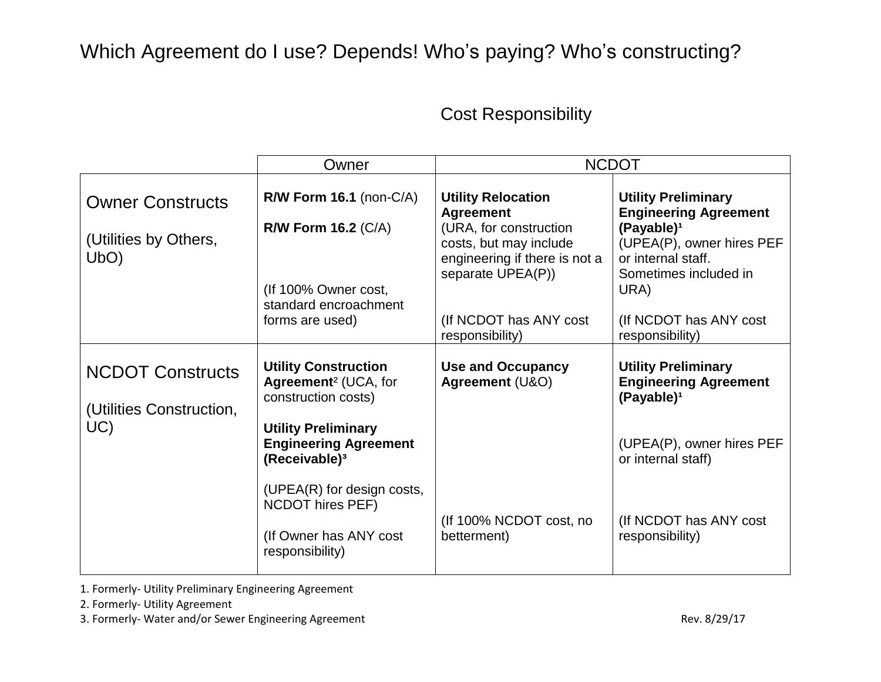# Which Agreement do I use? Depends! Who's paying? Who's constructing?

Cost Responsibility

| | Owner | NCDOT | |
|---|---|---|---|
| **Owner Constructs**<br><br>(Utilities by Others, UbO) | **R/W Form 16.1** (non-C/A)<br><br>**R/W Form 16.2** (C/A)<br><br>(If 100% Owner cost, standard encroachment forms are used) | **Utility Relocation Agreement**<br>(URA, for construction costs, but may include engineering if there is not a separate UPEA(P))<br><br>(If NCDOT has ANY cost responsibility) | **Utility Preliminary Engineering Agreement (Payable)**[1]<br>(UPEA(P), owner hires PEF or internal staff. Sometimes included in URA)<br><br>(If NCDOT has ANY cost responsibility) |
| **NCDOT Constructs**<br><br>(Utilities Construction, UC) | **Utility Construction Agreement**[2] (UCA, for construction costs)<br><br>**Utility Preliminary Engineering Agreement (Receivable)**[3]<br><br>(UPEA(R) for design costs, NCDOT hires PEF)<br><br>(If Owner has ANY cost responsibility) | **Use and Occupancy Agreement** (U&O)<br><br>(If 100% NCDOT cost, no betterment) | **Utility Preliminary Engineering Agreement (Payable)**[1]<br><br>(UPEA(P), owner hires PEF or internal staff)<br><br>(If NCDOT has ANY cost responsibility) |

1. Formerly- Utility Preliminary Engineering Agreement
2. Formerly- Utility Agreement
3. Formerly- Water and/or Sewer Engineering Agreement

Rev. 8/29/17